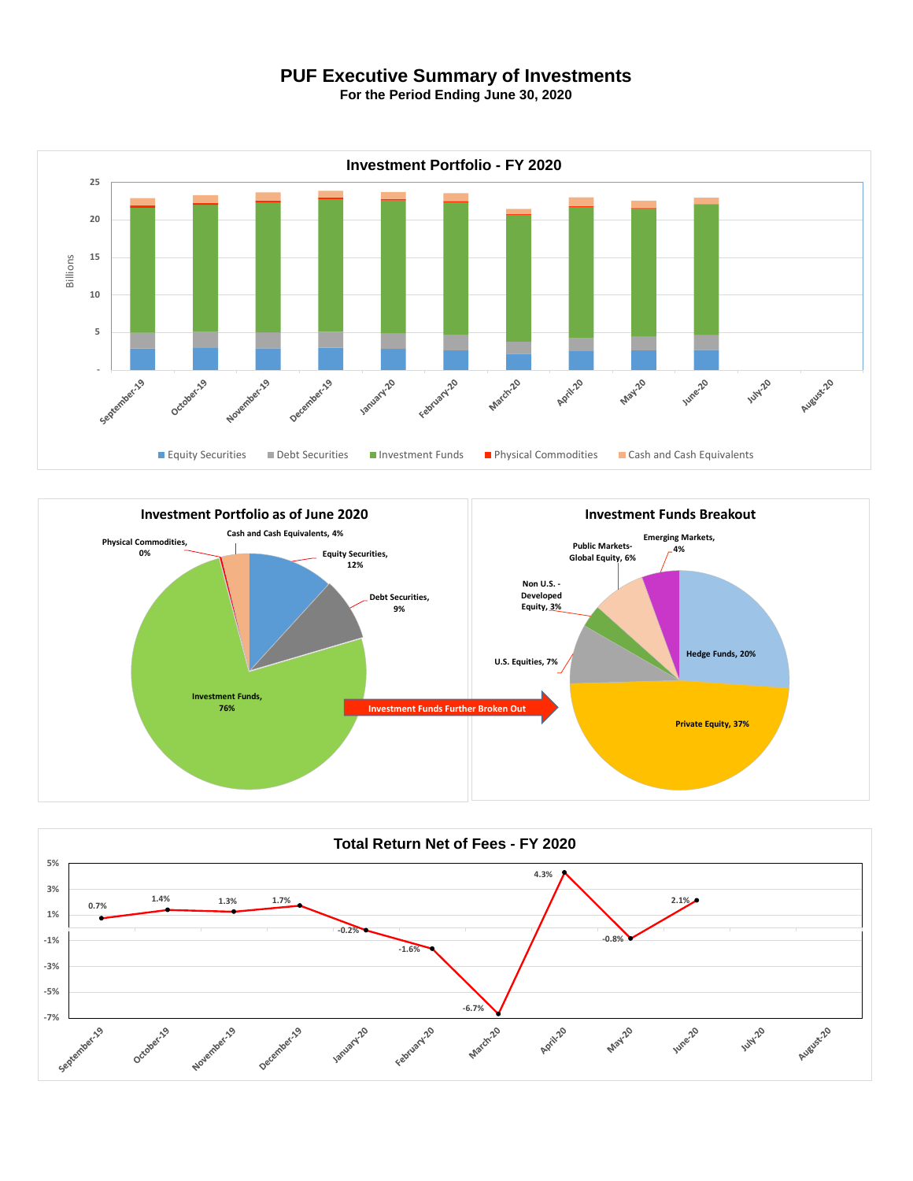# PUF Executive Summary of Investments

**For the Period Ending June 30, 2020**

## Investment Portfolio - FY 2020

Billions (axis: -, 5, 10, 15, 20, 25)

September-19, October-19, November-19, December-19, January-20, February-20, March-20, April-20, May-20, June-20, July-20, August-20

Equity Securities | Debt Securities | Investment Funds | Physical Commodities | Cash and Cash Equivalents

## Investment Portfolio as of June 2020

- Physical Commodities, 0%
- Cash and Cash Equivalents, 4%
- Equity Securities, 12%
- Debt Securities, 9%
- Investment Funds, 76%

Investment Funds Further Broken Out

## Investment Funds Breakout

- Emerging Markets, 4%
- Public Markets-Global Equity, 6%
- Non U.S. - Developed Equity, 3%
- U.S. Equities, 7%
- Hedge Funds, 20%
- Private Equity, 37%

## Total Return Net of Fees - FY 2020

| Month | Return |
|---|---|
| September-19 | 0.7% |
| October-19 | 1.4% |
| November-19 | 1.3% |
| December-19 | 1.7% |
| January-20 | -0.2% |
| February-20 | -1.6% |
| March-20 | -6.7% |
| April-20 | 4.3% |
| May-20 | -0.8% |
| June-20 | 2.1% |
| July-20 | |
| August-20 | |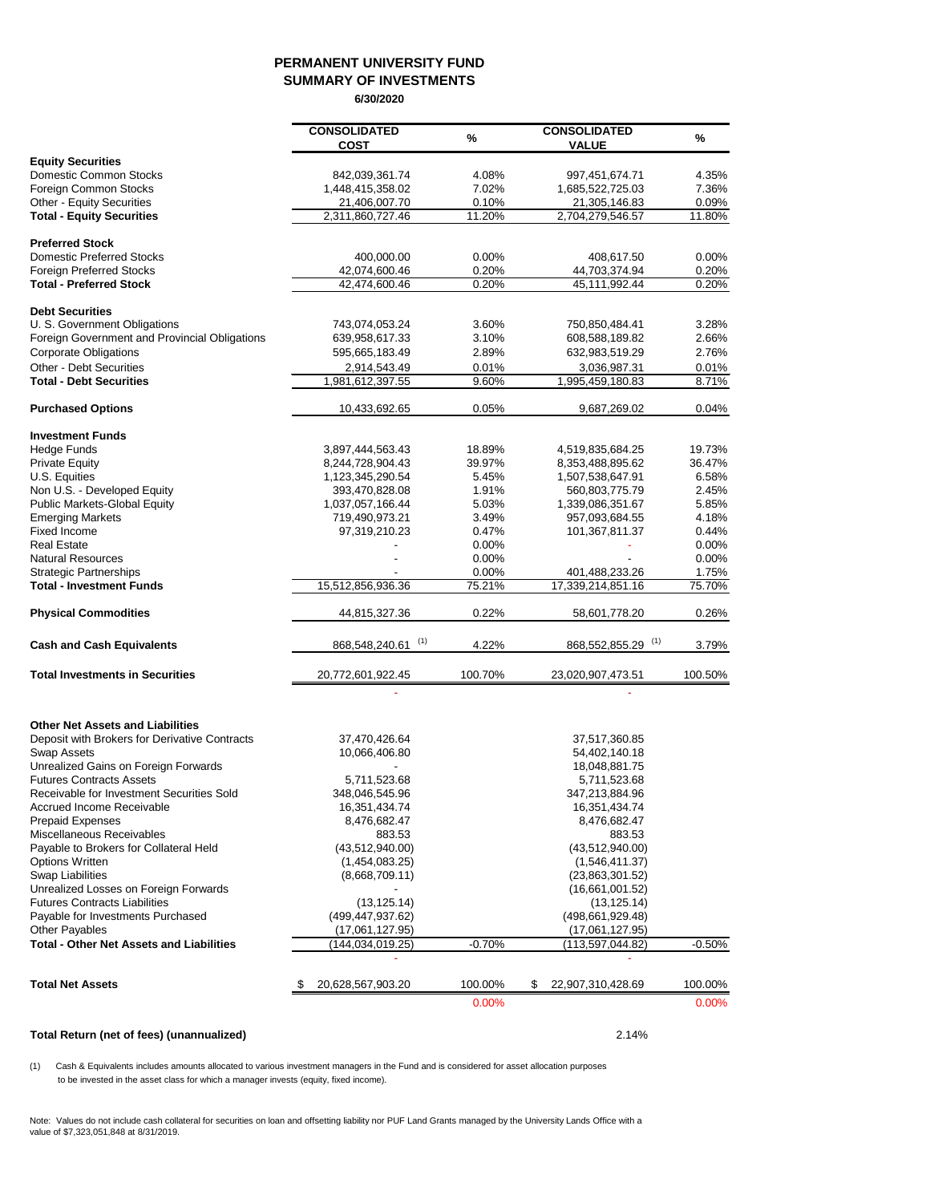# PERMANENT UNIVERSITY FUND
## SUMMARY OF INVESTMENTS
**6/30/2020**

| | CONSOLIDATED COST | % | CONSOLIDATED VALUE | % |
|---|---|---|---|---|
| **Equity Securities** | | | | |
| Domestic Common Stocks | 842,039,361.74 | 4.08% | 997,451,674.71 | 4.35% |
| Foreign Common Stocks | 1,448,415,358.02 | 7.02% | 1,685,522,725.03 | 7.36% |
| Other - Equity Securities | 21,406,007.70 | 0.10% | 21,305,146.83 | 0.09% |
| **Total - Equity Securities** | 2,311,860,727.46 | 11.20% | 2,704,279,546.57 | 11.80% |
| **Preferred Stock** | | | | |
| Domestic Preferred Stocks | 400,000.00 | 0.00% | 408,617.50 | 0.00% |
| Foreign Preferred Stocks | 42,074,600.46 | 0.20% | 44,703,374.94 | 0.20% |
| **Total - Preferred Stock** | 42,474,600.46 | 0.20% | 45,111,992.44 | 0.20% |
| **Debt Securities** | | | | |
| U. S. Government Obligations | 743,074,053.24 | 3.60% | 750,850,484.41 | 3.28% |
| Foreign Government and Provincial Obligations | 639,958,617.33 | 3.10% | 608,588,189.82 | 2.66% |
| Corporate Obligations | 595,665,183.49 | 2.89% | 632,983,519.29 | 2.76% |
| Other - Debt Securities | 2,914,543.49 | 0.01% | 3,036,987.31 | 0.01% |
| **Total - Debt Securities** | 1,981,612,397.55 | 9.60% | 1,995,459,180.83 | 8.71% |
| **Purchased Options** | 10,433,692.65 | 0.05% | 9,687,269.02 | 0.04% |
| **Investment Funds** | | | | |
| Hedge Funds | 3,897,444,563.43 | 18.89% | 4,519,835,684.25 | 19.73% |
| Private Equity | 8,244,728,904.43 | 39.97% | 8,353,488,895.62 | 36.47% |
| U.S. Equities | 1,123,345,290.54 | 5.45% | 1,507,538,647.91 | 6.58% |
| Non U.S. - Developed Equity | 393,470,828.08 | 1.91% | 560,803,775.79 | 2.45% |
| Public Markets-Global Equity | 1,037,057,166.44 | 5.03% | 1,339,086,351.67 | 5.85% |
| Emerging Markets | 719,490,973.21 | 3.49% | 957,093,684.55 | 4.18% |
| Fixed Income | 97,319,210.23 | 0.47% | 101,367,811.37 | 0.44% |
| Real Estate | - | 0.00% | - | 0.00% |
| Natural Resources | - | 0.00% | - | 0.00% |
| Strategic Partnerships | - | 0.00% | 401,488,233.26 | 1.75% |
| **Total - Investment Funds** | 15,512,856,936.36 | 75.21% | 17,339,214,851.16 | 75.70% |
| **Physical Commodities** | 44,815,327.36 | 0.22% | 58,601,778.20 | 0.26% |
| **Cash and Cash Equivalents** | 868,548,240.61 (1) | 4.22% | 868,552,855.29 (1) | 3.79% |
| **Total Investments in Securities** | 20,772,601,922.45 | 100.70% | 23,020,907,473.51 | 100.50% |
| | - | | - | |
| **Other Net Assets and Liabilities** | | | | |
| Deposit with Brokers for Derivative Contracts | 37,470,426.64 | | 37,517,360.85 | |
| Swap Assets | 10,066,406.80 | | 54,402,140.18 | |
| Unrealized Gains on Foreign Forwards | - | | 18,048,881.75 | |
| Futures Contracts Assets | 5,711,523.68 | | 5,711,523.68 | |
| Receivable for Investment Securities Sold | 348,046,545.96 | | 347,213,884.96 | |
| Accrued Income Receivable | 16,351,434.74 | | 16,351,434.74 | |
| Prepaid Expenses | 8,476,682.47 | | 8,476,682.47 | |
| Miscellaneous Receivables | 883.53 | | 883.53 | |
| Payable to Brokers for Collateral Held | (43,512,940.00) | | (43,512,940.00) | |
| Options Written | (1,454,083.25) | | (1,546,411.37) | |
| Swap Liabilities | (8,668,709.11) | | (23,863,301.52) | |
| Unrealized Losses on Foreign Forwards | - | | (16,661,001.52) | |
| Futures Contracts Liabilities | (13,125.14) | | (13,125.14) | |
| Payable for Investments Purchased | (499,447,937.62) | | (498,661,929.48) | |
| Other Payables | (17,061,127.95) | | (17,061,127.95) | |
| **Total - Other Net Assets and Liabilities** | (144,034,019.25) | -0.70% | (113,597,044.82) | -0.50% |
| | - | | - | |
| **Total Net Assets** | $ 20,628,567,903.20 | 100.00% | $ 22,907,310,428.69 | 100.00% |
| | | 0.00% | | 0.00% |
| **Total Return (net of fees) (unannualized)** | | | 2.14% | |

(1) Cash & Equivalents includes amounts allocated to various investment managers in the Fund and is considered for asset allocation purposes to be invested in the asset class for which a manager invests (equity, fixed income).

Note: Values do not include cash collateral for securities on loan and offsetting liability nor PUF Land Grants managed by the University Lands Office with a value of $7,323,051,848 at 8/31/2019.